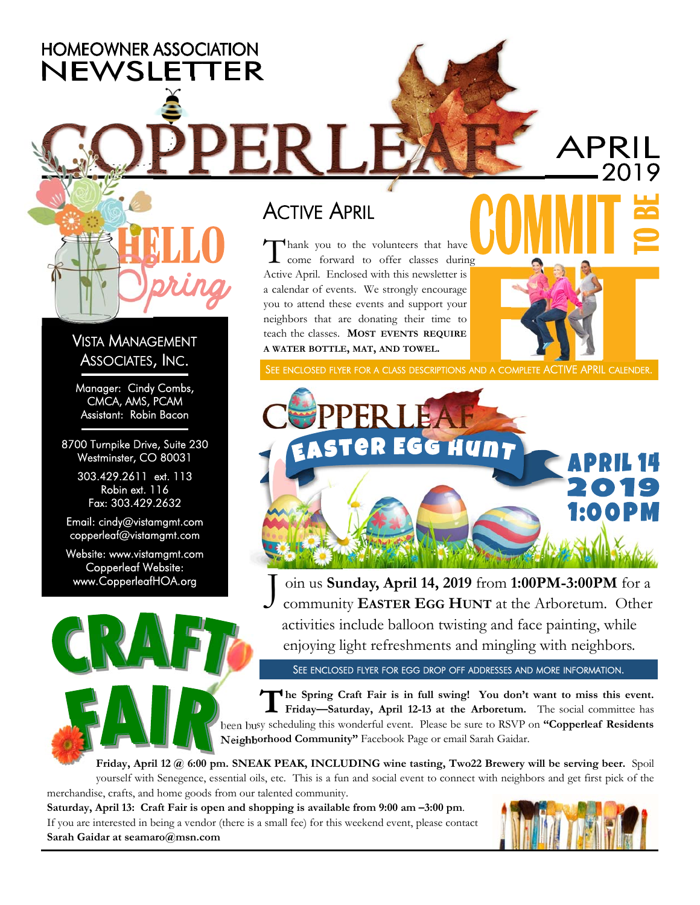# HOMEOWNER ASSOCIATION NEWSLETTER

# COPPERLEAF

APRIL 2019

HELLO Spring

### Vista Management Associates, Inc.

Manager: Cindy Combs, CMCA, AMS, PCAM
Assistant: Robin Bacon

8700 Turnpike Drive, Suite 230
Westminster, CO 80031

303.429.2611 ext. 113
Robin ext. 116
Fax: 303.429.2632

Email: cindy@vistamgmt.com
copperleaf@vistamgmt.com

Website: www.vistamgmt.com
Copperleaf Website:
www.CopperleafHOA.org

## Active April

COMMIT TO BE FIT

Thank you to the volunteers that have come forward to offer classes during Active April. Enclosed with this newsletter is a calendar of events. We strongly encourage you to attend these events and support your neighbors that are donating their time to teach the classes. **Most events require a water bottle, mat, and towel.**

SEE ENCLOSED FLYER FOR A CLASS DESCRIPTIONS AND A COMPLETE ACTIVE APRIL CALENDER.

## Copperleaf Easter Egg Hunt

**APRIL 14 2019 1:00PM**

Join us **Sunday, April 14, 2019** from **1:00PM-3:00PM** for a community **Easter Egg Hunt** at the Arboretum. Other activities include balloon twisting and face painting, while enjoying light refreshments and mingling with neighbors.

SEE ENCLOSED FLYER FOR EGG DROP OFF ADDRESSES AND MORE INFORMATION.

## CRAFT FAIR

**The Spring Craft Fair is in full swing! You don't want to miss this event. Friday—Saturday, April 12-13 at the Arboretum.** The social committee has been busy scheduling this wonderful event. Please be sure to RSVP on **"Copperleaf Residents Neighborhood Community"** Facebook Page or email Sarah Gaidar.

**Friday, April 12 @ 6:00 pm. SNEAK PEAK, INCLUDING wine tasting, Two22 Brewery will be serving beer.** Spoil yourself with Senegence, essential oils, etc. This is a fun and social event to connect with neighbors and get first pick of the merchandise, crafts, and home goods from our talented community.

**Saturday, April 13: Craft Fair is open and shopping is available from 9:00 am –3:00 pm**.

If you are interested in being a vendor (there is a small fee) for this weekend event, please contact **Sarah Gaidar at seamaro@msn.com**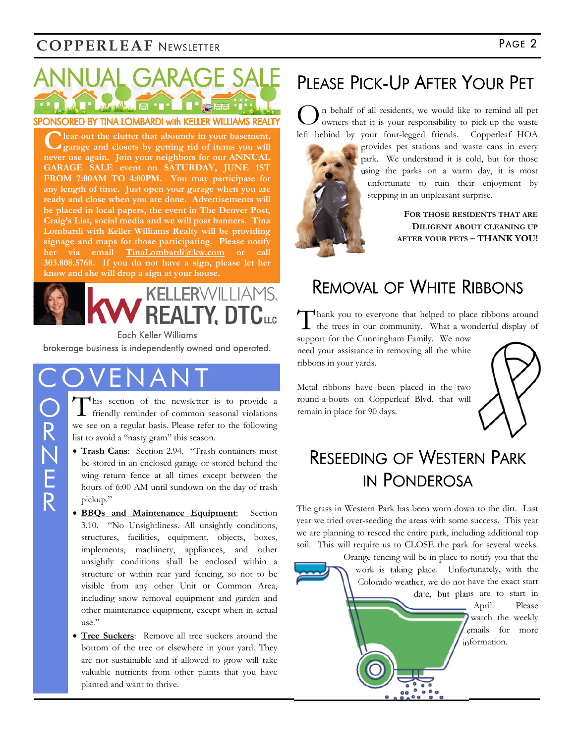# ANNUAL GARAGE SALE

**SPONSORED BY TINA LOMBARDI with KELLER WILLIAMS REALTY**

**Clear out the clutter that abounds in your basement, garage and closets by getting rid of items you will never use again. Join your neighbors for our ANNUAL GARAGE SALE event on SATURDAY, JUNE 1ST FROM 7:00AM TO 4:00PM. You may participate for any length of time. Just open your garage when you are ready and close when you are done. Advertisements will be placed in local papers, the event in The Denver Post, Craig's List, social media and we will post banners. Tina Lombardi with Keller Williams Realty will be providing signage and maps for those participating. Please notify her via email TinaLombardi@kw.com or call 303.808.5768. If you do not have a sign, please let her know and she will drop a sign at your house.**

KELLERWILLIAMS. REALTY, DTC LLC

Each Keller Williams brokerage business is independently owned and operated.

# COVENANT CORNER

This section of the newsletter is to provide a friendly reminder of common seasonal violations we see on a regular basis. Please refer to the following list to avoid a "nasty gram" this season.

- **Trash Cans**: Section 2.94. "Trash containers must be stored in an enclosed garage or stored behind the wing return fence at all times except between the hours of 6:00 AM until sundown on the day of trash pickup."
- **BBQs and Maintenance Equipment**: Section 3.10. "No Unsightliness. All unsightly conditions, structures, facilities, equipment, objects, boxes, implements, machinery, appliances, and other unsightly conditions shall be enclosed within a structure or within rear yard fencing, so not to be visible from any other Unit or Common Area, including snow removal equipment and garden and other maintenance equipment, except when in actual use."
- **Tree Suckers**: Remove all tree suckers around the bottom of the tree or elsewhere in your yard. They are not sustainable and if allowed to grow will take valuable nutrients from other plants that you have planted and want to thrive.

# PLEASE PICK-UP AFTER YOUR PET

On behalf of all residents, we would like to remind all pet owners that it is your responsibility to pick-up the waste left behind by your four-legged friends. Copperleaf HOA provides pet stations and waste cans in every park. We understand it is cold, but for those using the parks on a warm day, it is most unfortunate to ruin their enjoyment by stepping in an unpleasant surprise.

**FOR THOSE RESIDENTS THAT ARE DILIGENT ABOUT CLEANING UP AFTER YOUR PETS – THANK YOU!**

# REMOVAL OF WHITE RIBBONS

Thank you to everyone that helped to place ribbons around the trees in our community. What a wonderful display of support for the Cunningham Family. We now need your assistance in removing all the white ribbons in your yards.

Metal ribbons have been placed in the two round-a-bouts on Copperleaf Blvd. that will remain in place for 90 days.

# RESEEDING OF WESTERN PARK IN PONDEROSA

The grass in Western Park has been worn down to the dirt. Last year we tried over-seeding the areas with some success. This year we are planning to reseed the entire park, including additional top soil. This will require us to CLOSE the park for several weeks. Orange fencing will be in place to notify you that the work is taking place. Unfortunately, with the Colorado weather, we do not have the exact start date, but plans are to start in April. Please watch the weekly emails for more information.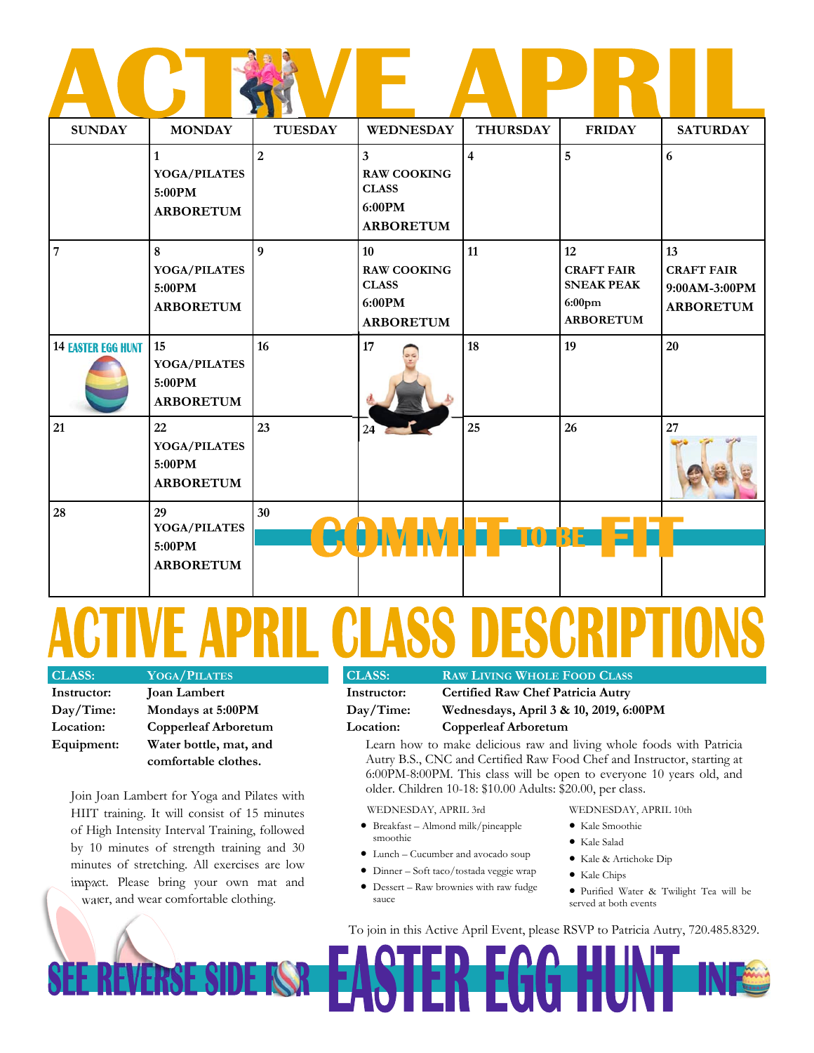# ACTIVE APRIL

| SUNDAY | MONDAY | TUESDAY | WEDNESDAY | THURSDAY | FRIDAY | SATURDAY |
|---|---|---|---|---|---|---|
| | 1 YOGA/PILATES 5:00PM ARBORETUM | 2 | 3 RAW COOKING CLASS 6:00PM ARBORETUM | 4 | 5 | 6 |
| 7 | 8 YOGA/PILATES 5:00PM ARBORETUM | 9 | 10 RAW COOKING CLASS 6:00PM ARBORETUM | 11 | 12 CRAFT FAIR SNEAK PEAK 6:00pm ARBORETUM | 13 CRAFT FAIR 9:00AM-3:00PM ARBORETUM |
| 14 EASTER EGG HUNT | 15 YOGA/PILATES 5:00PM ARBORETUM | 16 | 17 | 18 | 19 | 20 |
| 21 | 22 YOGA/PILATES 5:00PM ARBORETUM | 23 | 24 | 25 | 26 | 27 |
| 28 | 29 YOGA/PILATES 5:00PM ARBORETUM | 30 | | | | |

**COMMIT TO BE FIT**

# ACTIVE APRIL CLASS DESCRIPTIONS

| CLASS: | YOGA/PILATES |
|---|---|
| Instructor: | Joan Lambert |
| Day/Time: | Mondays at 5:00PM |
| Location: | Copperleaf Arboretum |
| Equipment: | Water bottle, mat, and comfortable clothes. |

Join Joan Lambert for Yoga and Pilates with HIIT training. It will consist of 15 minutes of High Intensity Interval Training, followed by 10 minutes of strength training and 30 minutes of stretching. All exercises are low impact. Please bring your own mat and water, and wear comfortable clothing.

| CLASS: | RAW LIVING WHOLE FOOD CLASS |
|---|---|
| Instructor: | Certified Raw Chef Patricia Autry |
| Day/Time: | Wednesdays, April 3 & 10, 2019, 6:00PM |
| Location: | Copperleaf Arboretum |

Learn how to make delicious raw and living whole foods with Patricia Autry B.S., CNC and Certified Raw Food Chef and Instructor, starting at 6:00PM-8:00PM. This class will be open to everyone 10 years old, and older. Children 10-18: $10.00 Adults: $20.00, per class.

WEDNESDAY, APRIL 3rd

- Breakfast – Almond milk/pineapple smoothie
- Lunch – Cucumber and avocado soup
- Dinner – Soft taco/tostada veggie wrap
- Dessert – Raw brownies with raw fudge sauce

WEDNESDAY, APRIL 10th

- Kale Smoothie
- Kale Salad
- Kale & Artichoke Dip
- Kale Chips
- Purified Water & Twilight Tea will be served at both events

To join in this Active April Event, please RSVP to Patricia Autry, 720.485.8329.

**SEE REVERSE SIDE FOR EASTER EGG HUNT INFO**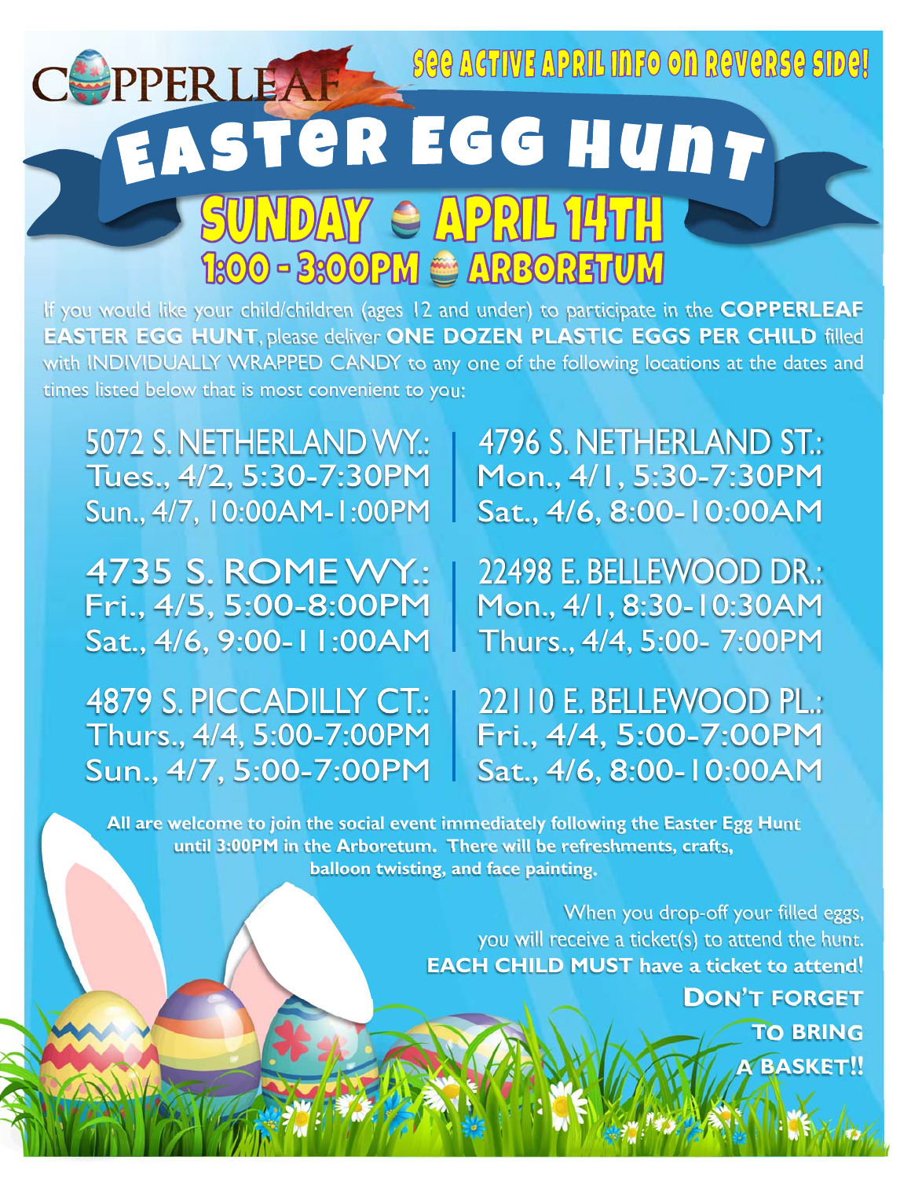COPPERLEAF

See ACTIVE APRIL INFO ON REVERSE SIDE!

# EASTER EGG HUNT

## SUNDAY · APRIL 14TH

## 1:00 - 3:00PM · ARBORETUM

If you would like your child/children (ages 12 and under) to participate in the **COPPERLEAF EASTER EGG HUNT**, please deliver **ONE DOZEN PLASTIC EGGS PER CHILD** filled with INDIVIDUALLY WRAPPED CANDY to any one of the following locations at the dates and times listed below that is most convenient to you:

**5072 S. NETHERLAND WY.:**
Tues., 4/2, 5:30-7:30PM
Sun., 4/7, 10:00AM-1:00PM

**4735 S. ROME WY.:**
Fri., 4/5, 5:00-8:00PM
Sat., 4/6, 9:00-11:00AM

**4879 S. PICCADILLY CT.:**
Thurs., 4/4, 5:00-7:00PM
Sun., 4/7, 5:00-7:00PM

**4796 S. NETHERLAND ST.:**
Mon., 4/1, 5:30-7:30PM
Sat., 4/6, 8:00-10:00AM

**22498 E. BELLEWOOD DR.:**
Mon., 4/1, 8:30-10:30AM
Thurs., 4/4, 5:00- 7:00PM

**22110 E. BELLEWOOD PL.:**
Fri., 4/4, 5:00-7:00PM
Sat., 4/6, 8:00-10:00AM

**All are welcome to join the social event immediately following the Easter Egg Hunt until 3:00PM in the Arboretum. There will be refreshments, crafts, balloon twisting, and face painting.**

When you drop-off your filled eggs, you will receive a ticket(s) to attend the hunt.
**EACH CHILD MUST have a ticket to attend!**

**DON'T FORGET TO BRING A BASKET!!**